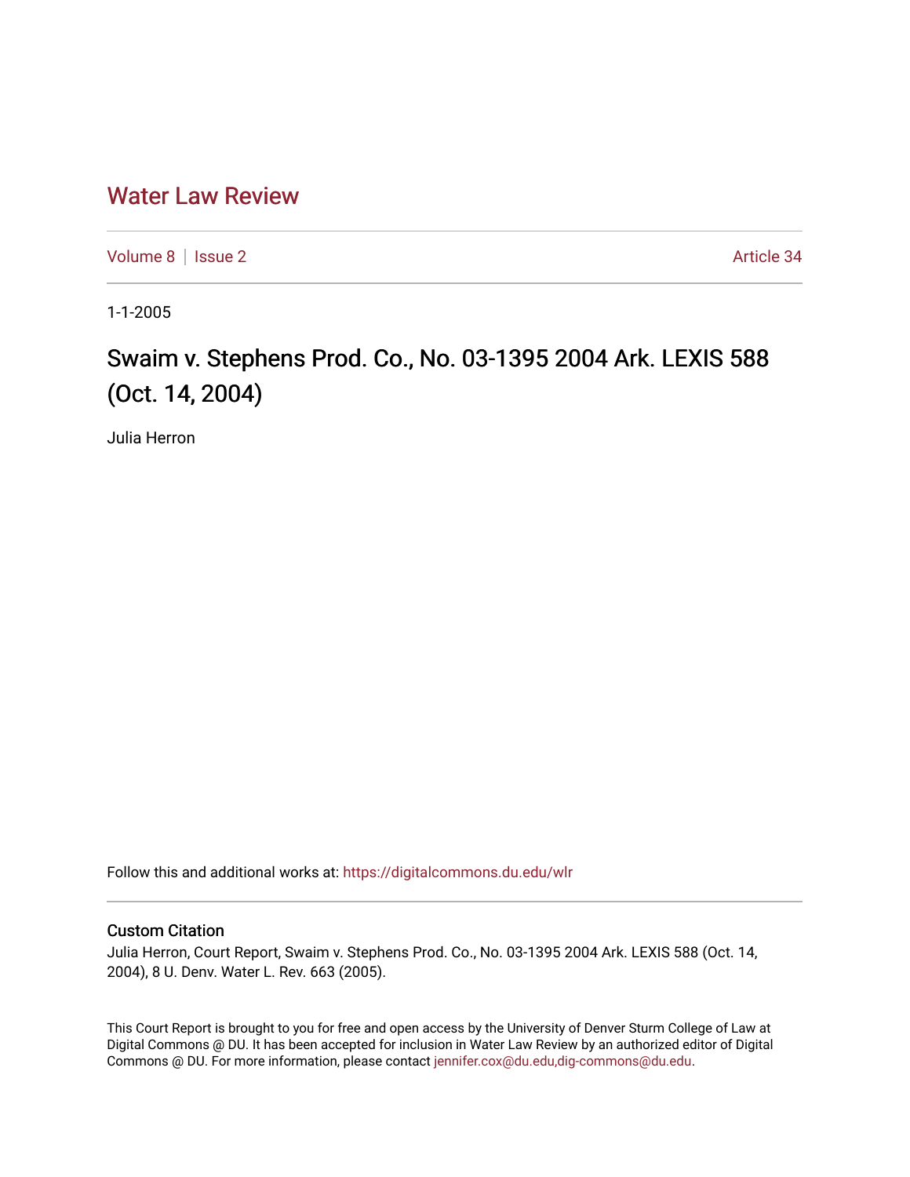# Water Law Review

Volume 8 | Issue 2 Article 34

1-1-2005

## Swaim v. Stephens Prod. Co., No. 03-1395 2004 Ark. LEXIS 588 (Oct. 14, 2004)

Julia Herron

Follow this and additional works at: https://digitalcommons.du.edu/wlr

### Custom Citation

Julia Herron, Court Report, Swaim v. Stephens Prod. Co., No. 03-1395 2004 Ark. LEXIS 588 (Oct. 14, 2004), 8 U. Denv. Water L. Rev. 663 (2005).

This Court Report is brought to you for free and open access by the University of Denver Sturm College of Law at Digital Commons @ DU. It has been accepted for inclusion in Water Law Review by an authorized editor of Digital Commons @ DU. For more information, please contact jennifer.cox@du.edu,dig-commons@du.edu.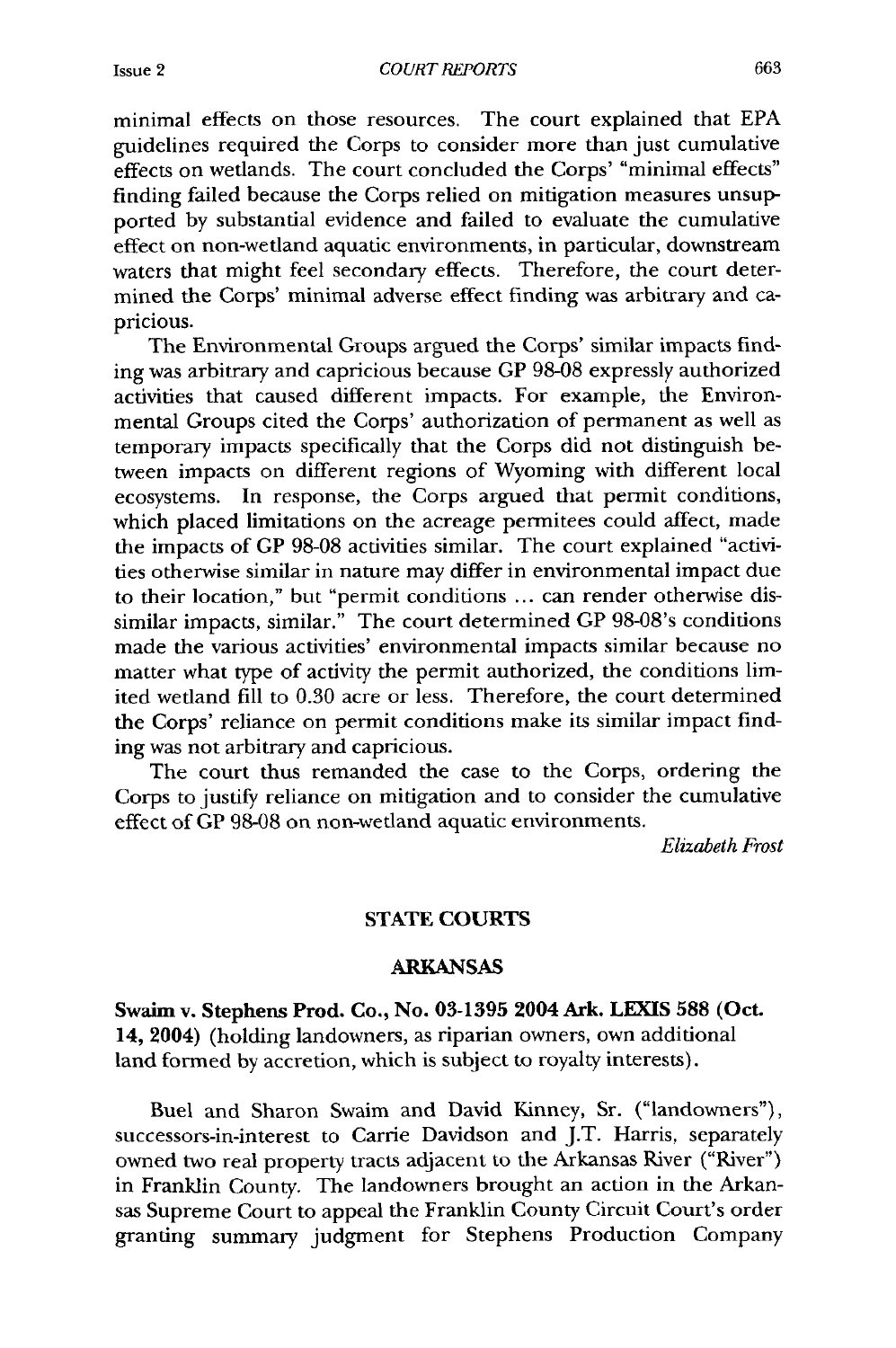minimal effects on those resources. The court explained that EPA guidelines required the Corps to consider more than just cumulative effects on wetlands. The court concluded the Corps' "minimal effects" finding failed because the Corps relied on mitigation measures unsupported by substantial evidence and failed to evaluate the cumulative effect on non-wetland aquatic environments, in particular, downstream waters that might feel secondary effects. Therefore, the court determined the Corps' minimal adverse effect finding was arbitrary and capricious.

The Environmental Groups argued the Corps' similar impacts finding was arbitrary and capricious because GP 98-08 expressly authorized activities that caused different impacts. For example, the Environmental Groups cited the Corps' authorization of permanent as well as temporary impacts specifically that the Corps did not distinguish between impacts on different regions of Wyoming with different local ecosystems. In response, the Corps argued that permit conditions, which placed limitations on the acreage permitees could affect, made the impacts of GP 98-08 activities similar. The court explained "activities otherwise similar in nature may differ in environmental impact due to their location," but "permit conditions ... can render otherwise dissimilar impacts, similar." The court determined GP 98-08's conditions made the various activities' environmental impacts similar because no matter what type of activity the permit authorized, the conditions limited wetland fill to 0.30 acre or less. Therefore, the court determined the Corps' reliance on permit conditions make its similar impact finding was not arbitrary and capricious.

The court thus remanded the case to the Corps, ordering the Corps to justify reliance on mitigation and to consider the cumulative effect of GP 98-08 on non-wetland aquatic environments.

*Elizabeth Frost*

## STATE COURTS

### ARKANSAS

**Swaim v. Stephens Prod. Co., No. 03-1395 2004 Ark. LEXIS 588 (Oct. 14, 2004)** (holding landowners, as riparian owners, own additional land formed by accretion, which is subject to royalty interests).

Buel and Sharon Swaim and David Kinney, Sr. ("landowners"), successors-in-interest to Carrie Davidson and J.T. Harris, separately owned two real property tracts adjacent to the Arkansas River ("River") in Franklin County. The landowners brought an action in the Arkansas Supreme Court to appeal the Franklin County Circuit Court's order granting summary judgment for Stephens Production Company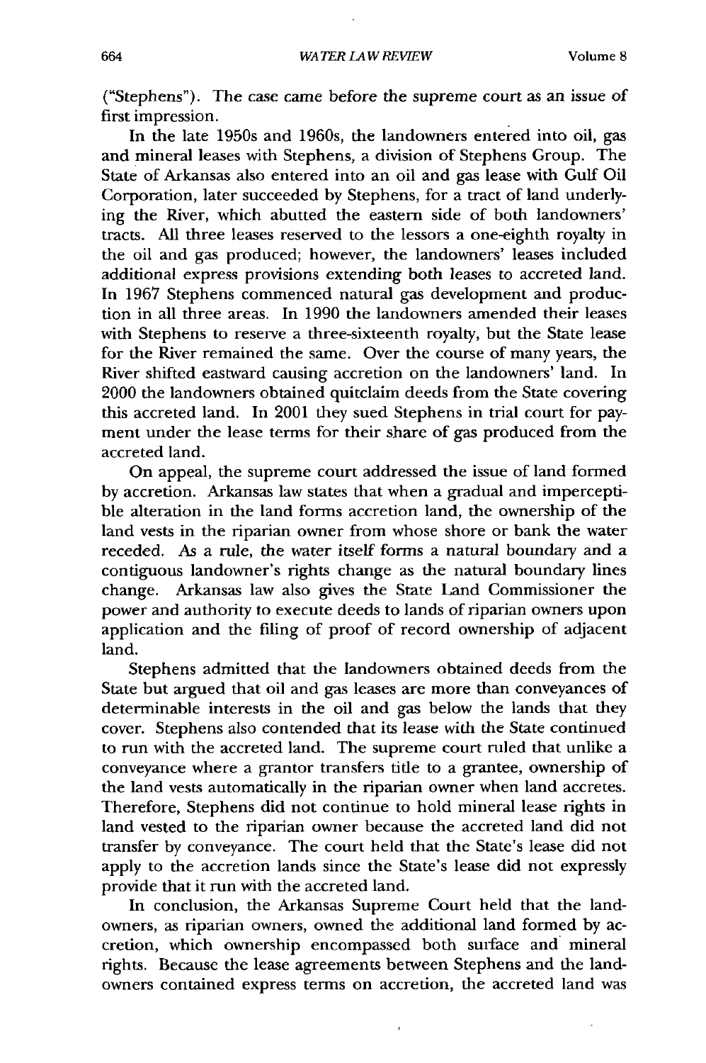("Stephens"). The case came before the supreme court as an issue of first impression.

In the late 1950s and 1960s, the landowners entered into oil, gas and mineral leases with Stephens, a division of Stephens Group. The State of Arkansas also entered into an oil and gas lease with Gulf Oil Corporation, later succeeded by Stephens, for a tract of land underlying the River, which abutted the eastern side of both landowners' tracts. All three leases reserved to the lessors a one-eighth royalty in the oil and gas produced; however, the landowners' leases included additional express provisions extending both leases to accreted land. In 1967 Stephens commenced natural gas development and production in all three areas. In 1990 the landowners amended their leases with Stephens to reserve a three-sixteenth royalty, but the State lease for the River remained the same. Over the course of many years, the River shifted eastward causing accretion on the landowners' land. In 2000 the landowners obtained quitclaim deeds from the State covering this accreted land. In 2001 they sued Stephens in trial court for payment under the lease terms for their share of gas produced from the accreted land.

On appeal, the supreme court addressed the issue of land formed by accretion. Arkansas law states that when a gradual and imperceptible alteration in the land forms accretion land, the ownership of the land vests in the riparian owner from whose shore or bank the water receded. As a rule, the water itself forms a natural boundary and a contiguous landowner's rights change as the natural boundary lines change. Arkansas law also gives the State Land Commissioner the power and authority to execute deeds to lands of riparian owners upon application and the filing of proof of record ownership of adjacent land.

Stephens admitted that the landowners obtained deeds from the State but argued that oil and gas leases are more than conveyances of determinable interests in the oil and gas below the lands that they cover. Stephens also contended that its lease with the State continued to run with the accreted land. The supreme court ruled that unlike a conveyance where a grantor transfers title to a grantee, ownership of the land vests automatically in the riparian owner when land accretes. Therefore, Stephens did not continue to hold mineral lease rights in land vested to the riparian owner because the accreted land did not transfer by conveyance. The court held that the State's lease did not apply to the accretion lands since the State's lease did not expressly provide that it run with the accreted land.

In conclusion, the Arkansas Supreme Court held that the landowners, as riparian owners, owned the additional land formed by accretion, which ownership encompassed both surface and mineral rights. Because the lease agreements between Stephens and the landowners contained express terms on accretion, the accreted land was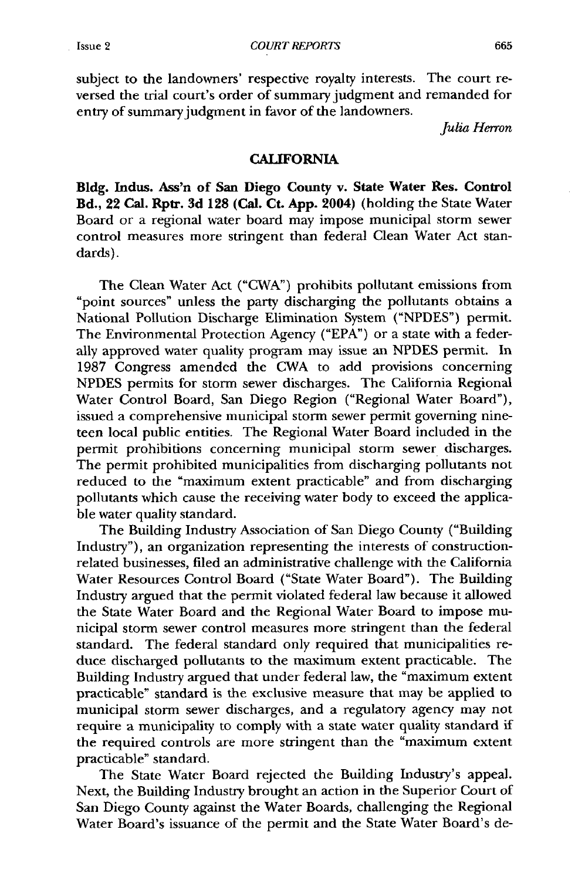subject to the landowners' respective royalty interests. The court reversed the trial court's order of summary judgment and remanded for entry of summary judgment in favor of the landowners.

*Julia Herron*

## CALIFORNIA

**Bldg. Indus. Ass'n of San Diego County v. State Water Res. Control Bd., 22 Cal. Rptr. 3d 128 (Cal. Ct. App. 2004)** (holding the State Water Board or a regional water board may impose municipal storm sewer control measures more stringent than federal Clean Water Act standards).

The Clean Water Act ("CWA") prohibits pollutant emissions from "point sources" unless the party discharging the pollutants obtains a National Pollution Discharge Elimination System ("NPDES") permit. The Environmental Protection Agency ("EPA") or a state with a federally approved water quality program may issue an NPDES permit. In 1987 Congress amended the CWA to add provisions concerning NPDES permits for storm sewer discharges. The California Regional Water Control Board, San Diego Region ("Regional Water Board"), issued a comprehensive municipal storm sewer permit governing nineteen local public entities. The Regional Water Board included in the permit prohibitions concerning municipal storm sewer discharges. The permit prohibited municipalities from discharging pollutants not reduced to the "maximum extent practicable" and from discharging pollutants which cause the receiving water body to exceed the applicable water quality standard.

The Building Industry Association of San Diego County ("Building Industry"), an organization representing the interests of construction-related businesses, filed an administrative challenge with the California Water Resources Control Board ("State Water Board"). The Building Industry argued that the permit violated federal law because it allowed the State Water Board and the Regional Water Board to impose municipal storm sewer control measures more stringent than the federal standard. The federal standard only required that municipalities reduce discharged pollutants to the maximum extent practicable. The Building Industry argued that under federal law, the "maximum extent practicable" standard is the exclusive measure that may be applied to municipal storm sewer discharges, and a regulatory agency may not require a municipality to comply with a state water quality standard if the required controls are more stringent than the "maximum extent practicable" standard.

The State Water Board rejected the Building Industry's appeal. Next, the Building Industry brought an action in the Superior Court of San Diego County against the Water Boards, challenging the Regional Water Board's issuance of the permit and the State Water Board's de-